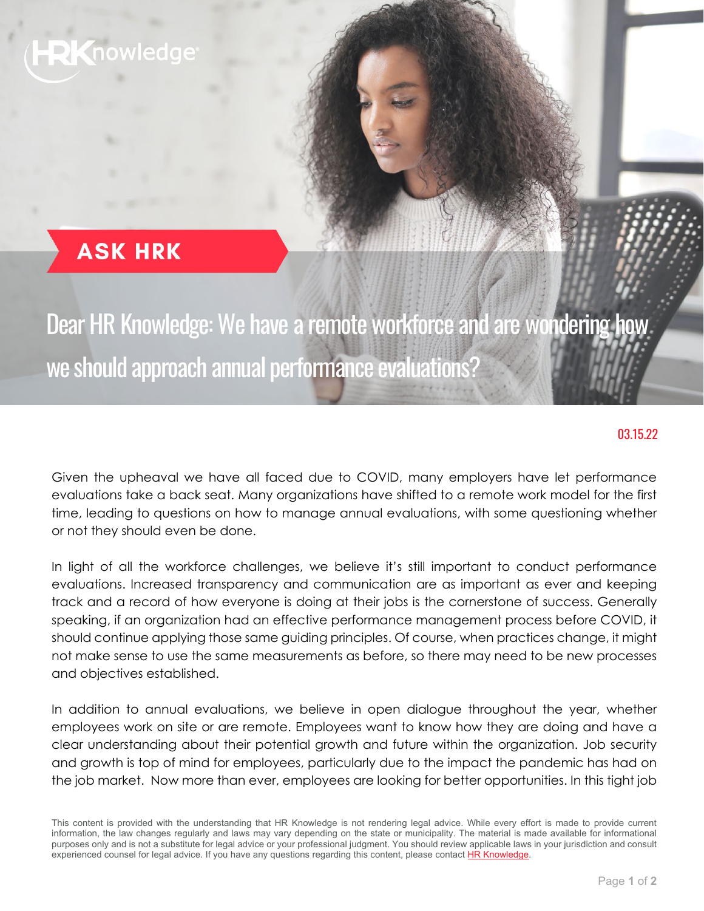HRKnowledge

ASK HRK

# Dear HR Knowledge: We have a remote workforce and are wondering how we should approach annual performance evaluations?

03.15.22

Given the upheaval we have all faced due to COVID, many employers have let performance evaluations take a back seat. Many organizations have shifted to a remote work model for the first time, leading to questions on how to manage annual evaluations, with some questioning whether or not they should even be done.

In light of all the workforce challenges, we believe it's still important to conduct performance evaluations. Increased transparency and communication are as important as ever and keeping track and a record of how everyone is doing at their jobs is the cornerstone of success. Generally speaking, if an organization had an effective performance management process before COVID, it should continue applying those same guiding principles. Of course, when practices change, it might not make sense to use the same measurements as before, so there may need to be new processes and objectives established.

In addition to annual evaluations, we believe in open dialogue throughout the year, whether employees work on site or are remote. Employees want to know how they are doing and have a clear understanding about their potential growth and future within the organization. Job security and growth is top of mind for employees, particularly due to the impact the pandemic has had on the job market. Now more than ever, employees are looking for better opportunities. In this tight job

This content is provided with the understanding that HR Knowledge is not rendering legal advice. While every effort is made to provide current information, the law changes regularly and laws may vary depending on the state or municipality. The material is made available for informational purposes only and is not a substitute for legal advice or your professional judgment. You should review applicable laws in your jurisdiction and consult experienced counsel for legal advice. If you have any questions regarding this content, please contact HR Knowledge.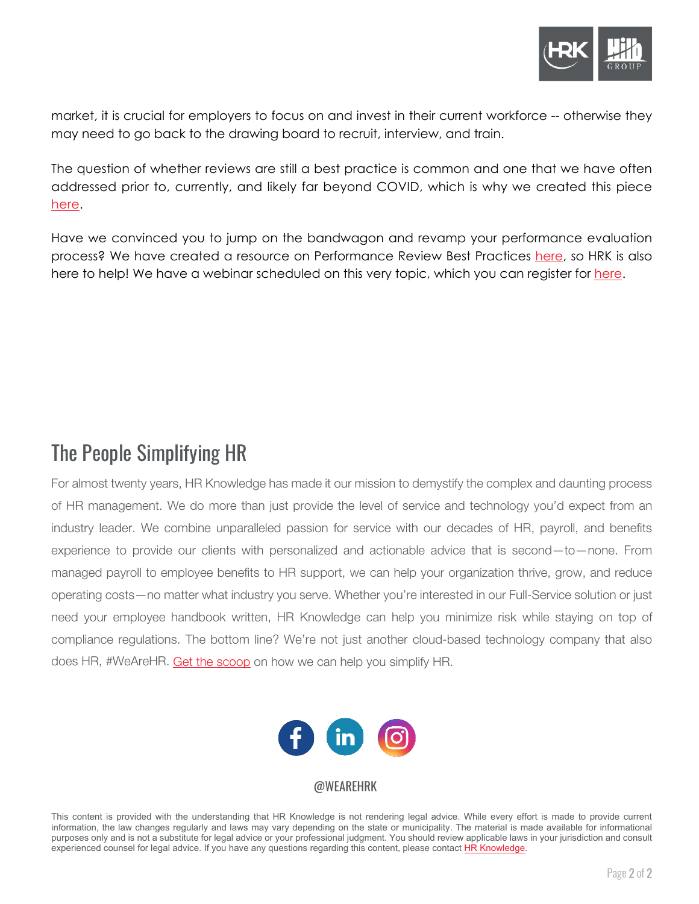market, it is crucial for employers to focus on and invest in their current workforce -- otherwise they may need to go back to the drawing board to recruit, interview, and train.

The question of whether reviews are still a best practice is common and one that we have often addressed prior to, currently, and likely far beyond COVID, which is why we created this piece here.

Have we convinced you to jump on the bandwagon and revamp your performance evaluation process? We have created a resource on Performance Review Best Practices here, so HRK is also here to help! We have a webinar scheduled on this very topic, which you can register for here.

## The People Simplifying HR

For almost twenty years, HR Knowledge has made it our mission to demystify the complex and daunting process of HR management. We do more than just provide the level of service and technology you'd expect from an industry leader. We combine unparalleled passion for service with our decades of HR, payroll, and benefits experience to provide our clients with personalized and actionable advice that is second—to—none. From managed payroll to employee benefits to HR support, we can help your organization thrive, grow, and reduce operating costs—no matter what industry you serve. Whether you're interested in our Full-Service solution or just need your employee handbook written, HR Knowledge can help you minimize risk while staying on top of compliance regulations. The bottom line? We're not just another cloud-based technology company that also does HR, #WeAreHR. Get the scoop on how we can help you simplify HR.

@WEAREHRK

This content is provided with the understanding that HR Knowledge is not rendering legal advice. While every effort is made to provide current information, the law changes regularly and laws may vary depending on the state or municipality. The material is made available for informational purposes only and is not a substitute for legal advice or your professional judgment. You should review applicable laws in your jurisdiction and consult experienced counsel for legal advice. If you have any questions regarding this content, please contact HR Knowledge.